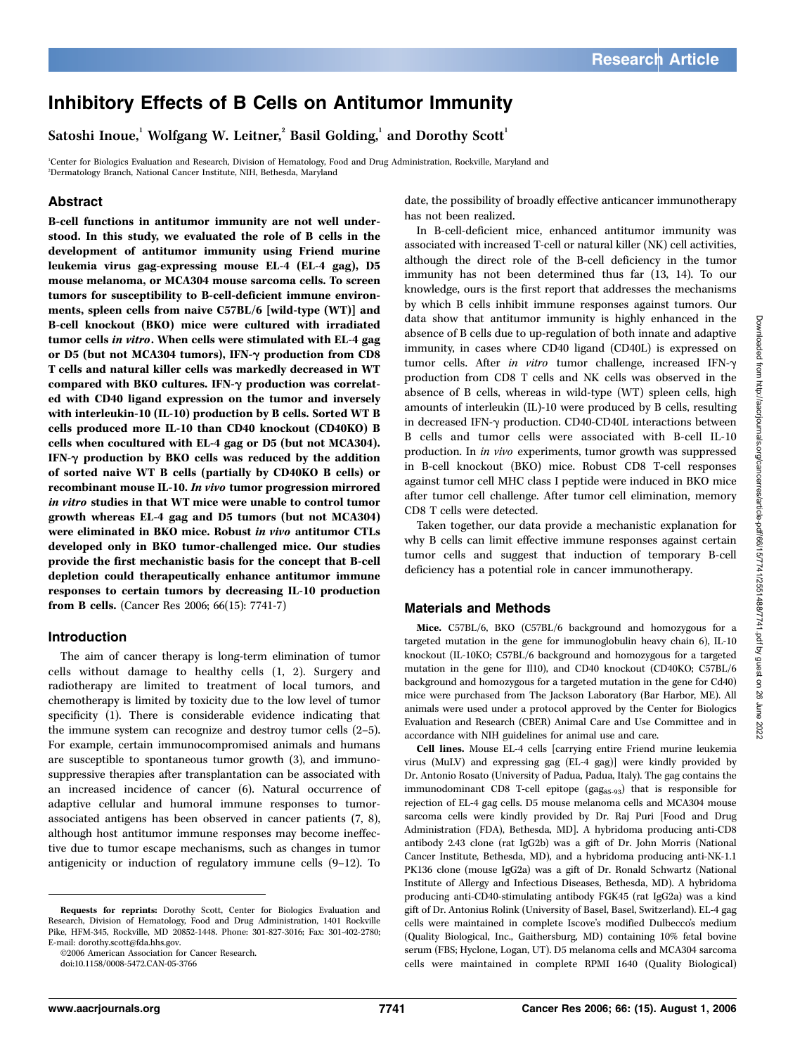# Inhibitory Effects of B Cells on Antitumor Immunity

Satoshi Inoue,[1] Wolfgang W. Leitner,[2] Basil Golding,[1] and Dorothy Scott[1]

[1]Center for Biologics Evaluation and Research, Division of Hematology, Food and Drug Administration, Rockville, Maryland and [2]Dermatology Branch, National Cancer Institute, NIH, Bethesda, Maryland

## Abstract

**B-cell functions in antitumor immunity are not well understood. In this study, we evaluated the role of B cells in the development of antitumor immunity using Friend murine leukemia virus gag-expressing mouse EL-4 (EL-4 gag), D5 mouse melanoma, or MCA304 mouse sarcoma cells. To screen tumors for susceptibility to B-cell-deficient immune environments, spleen cells from naive C57BL/6 [wild-type (WT)] and B-cell knockout (BKO) mice were cultured with irradiated tumor cells *in vitro*. When cells were stimulated with EL-4 gag or D5 (but not MCA304 tumors), IFN-γ production from CD8 T cells and natural killer cells was markedly decreased in WT compared with BKO cultures. IFN-γ production was correlated with CD40 ligand expression on the tumor and inversely with interleukin-10 (IL-10) production by B cells. Sorted WT B cells produced more IL-10 than CD40 knockout (CD40KO) B cells when cocultured with EL-4 gag or D5 (but not MCA304). IFN-γ production by BKO cells was reduced by the addition of sorted naive WT B cells (partially by CD40KO B cells) or recombinant mouse IL-10. *In vivo* tumor progression mirrored *in vitro* studies in that WT mice were unable to control tumor growth whereas EL-4 gag and D5 tumors (but not MCA304) were eliminated in BKO mice. Robust *in vivo* antitumor CTLs developed only in BKO tumor-challenged mice. Our studies provide the first mechanistic basis for the concept that B-cell depletion could therapeutically enhance antitumor immune responses to certain tumors by decreasing IL-10 production from B cells.** (Cancer Res 2006; 66(15): 7741-7)

## Introduction

The aim of cancer therapy is long-term elimination of tumor cells without damage to healthy cells (1, 2). Surgery and radiotherapy are limited to treatment of local tumors, and chemotherapy is limited by toxicity due to the low level of tumor specificity (1). There is considerable evidence indicating that the immune system can recognize and destroy tumor cells (2–5). For example, certain immunocompromised animals and humans are susceptible to spontaneous tumor growth (3), and immunosuppressive therapies after transplantation can be associated with an increased incidence of cancer (6). Natural occurrence of adaptive cellular and humoral immune responses to tumor-associated antigens has been observed in cancer patients (7, 8), although host antitumor immune responses may become ineffective due to tumor escape mechanisms, such as changes in tumor antigenicity or induction of regulatory immune cells (9–12). To date, the possibility of broadly effective anticancer immunotherapy has not been realized.

In B-cell-deficient mice, enhanced antitumor immunity was associated with increased T-cell or natural killer (NK) cell activities, although the direct role of the B-cell deficiency in the tumor immunity has not been determined thus far (13, 14). To our knowledge, ours is the first report that addresses the mechanisms by which B cells inhibit immune responses against tumors. Our data show that antitumor immunity is highly enhanced in the absence of B cells due to up-regulation of both innate and adaptive immunity, in cases where CD40 ligand (CD40L) is expressed on tumor cells. After *in vitro* tumor challenge, increased IFN-γ production from CD8 T cells and NK cells was observed in the absence of B cells, whereas in wild-type (WT) spleen cells, high amounts of interleukin (IL)-10 were produced by B cells, resulting in decreased IFN-γ production. CD40-CD40L interactions between B cells and tumor cells were associated with B-cell IL-10 production. In *in vivo* experiments, tumor growth was suppressed in B-cell knockout (BKO) mice. Robust CD8 T-cell responses against tumor cell MHC class I peptide were induced in BKO mice after tumor cell challenge. After tumor cell elimination, memory CD8 T cells were detected.

Taken together, our data provide a mechanistic explanation for why B cells can limit effective immune responses against certain tumor cells and suggest that induction of temporary B-cell deficiency has a potential role in cancer immunotherapy.

## Materials and Methods

**Mice.** C57BL/6, BKO (C57BL/6 background and homozygous for a targeted mutation in the gene for immunoglobulin heavy chain 6), IL-10 knockout (IL-10KO; C57BL/6 background and homozygous for a targeted mutation in the gene for Il10), and CD40 knockout (CD40KO; C57BL/6 background and homozygous for a targeted mutation in the gene for Cd40) mice were purchased from The Jackson Laboratory (Bar Harbor, ME). All animals were used under a protocol approved by the Center for Biologics Evaluation and Research (CBER) Animal Care and Use Committee and in accordance with NIH guidelines for animal use and care.

**Cell lines.** Mouse EL-4 cells [carrying entire Friend murine leukemia virus (MuLV) and expressing gag (EL-4 gag)] were kindly provided by Dr. Antonio Rosato (University of Padua, Padua, Italy). The gag contains the immunodominant CD8 T-cell epitope ($gag_{85-93}$) that is responsible for rejection of EL-4 gag cells. D5 mouse melanoma cells and MCA304 mouse sarcoma cells were kindly provided by Dr. Raj Puri [Food and Drug Administration (FDA), Bethesda, MD]. A hybridoma producing anti-CD8 antibody 2.43 clone (rat IgG2b) was a gift of Dr. John Morris (National Cancer Institute, Bethesda, MD), and a hybridoma producing anti-NK-1.1 PK136 clone (mouse IgG2a) was a gift of Dr. Ronald Schwartz (National Institute of Allergy and Infectious Diseases, Bethesda, MD). A hybridoma producing anti-CD40-stimulating antibody FGK45 (rat IgG2a) was a kind gift of Dr. Antonius Rolink (University of Basel, Basel, Switzerland). EL-4 gag cells were maintained in complete Iscove's modified Dulbecco's medium (Quality Biological, Inc., Gaithersburg, MD) containing 10% fetal bovine serum (FBS; Hyclone, Logan, UT). D5 melanoma cells and MCA304 sarcoma cells were maintained in complete RPMI 1640 (Quality Biological)

---

**Requests for reprints:** Dorothy Scott, Center for Biologics Evaluation and Research, Division of Hematology, Food and Drug Administration, 1401 Rockville Pike, HFM-345, Rockville, MD 20852-1448. Phone: 301-827-3016; Fax: 301-402-2780; E-mail: dorothy.scott@fda.hhs.gov.

©2006 American Association for Cancer Research.

doi:10.1158/0008-5472.CAN-05-3766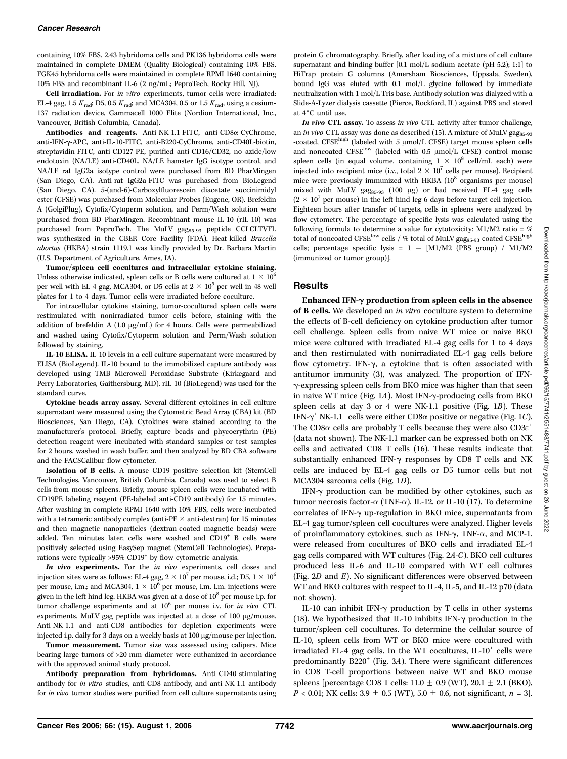containing 10% FBS. 2.43 hybridoma cells and PK136 hybridoma cells were maintained in complete DMEM (Quality Biological) containing 10% FBS. FGK45 hybridoma cells were maintained in complete RPMI 1640 containing 10% FBS and recombinant IL-6 (2 ng/mL; PeproTech, Rocky Hill, NJ).

**Cell irradiation.** For *in vitro* experiments, tumor cells were irradiated: EL-4 gag, 1.5 $K_{rad}$; D5, 0.5 $K_{rad}$; and MCA304, 0.5 or 1.5 $K_{rad}$, using a cesium-137 radiation device, Gammacell 1000 Elite (Nordion International, Inc., Vancouver, British Columbia, Canada).

**Antibodies and reagents.** Anti-NK-1.1-FITC, anti-CD8α-CyChrome, anti-IFN-γ-APC, anti-IL-10-FITC, anti-B220-CyChrome, anti-CD40L-biotin, streptavidin-FITC, anti-CD127-PE, purified anti-CD16/CD32, no azide/low endotoxin (NA/LE) anti-CD40L, NA/LE hamster IgG isotype control, and NA/LE rat IgG2a isotype control were purchased from BD PharMingen (San Diego, CA). Anti-rat IgG2a-FITC was purchased from BioLegend (San Diego, CA). 5-(and-6)-Carboxylfluorescein diacetate succinimidyl ester (CFSE) was purchased from Molecular Probes (Eugene, OR). Brefeldin A (GolgiPlug), Cytofix/Cytoperm solution, and Perm/Wash solution were purchased from BD PharMingen. Recombinant mouse IL-10 (rIL-10) was purchased from PeproTech. The MuLV $gag_{85-93}$ peptide CCLCLTVFL was synthesized in the CBER Core Facility (FDA). Heat-killed *Brucella abortus* (HKBA) strain 1119.1 was kindly provided by Dr. Barbara Martin (U.S. Department of Agriculture, Ames, IA).

**Tumor/spleen cell cocultures and intracellular cytokine staining.** Unless otherwise indicated, spleen cells or B cells were cultured at $1 \times 10^6$ per well with EL-4 gag, MCA304, or D5 cells at $2 \times 10^5$ per well in 48-well plates for 1 to 4 days. Tumor cells were irradiated before coculture.

For intracellular cytokine staining, tumor-cocultured spleen cells were restimulated with nonirradiated tumor cells before, staining with the addition of brefeldin A (1.0 μg/mL) for 4 hours. Cells were permeabilized and washed using Cytofix/Cytoperm solution and Perm/Wash solution followed by staining.

**IL-10 ELISA.** IL-10 levels in a cell culture supernatant were measured by ELISA (BioLegend). IL-10 bound to the immobilized capture antibody was developed using TMB Microwell Peroxidase Substrate (Kirkegaard and Perry Laboratories, Gaithersburg, MD). rIL-10 (BioLegend) was used for the standard curve.

**Cytokine beads array assay.** Several different cytokines in cell culture supernatant were measured using the Cytometric Bead Array (CBA) kit (BD Biosciences, San Diego, CA). Cytokines were stained according to the manufacturer's protocol. Briefly, capture beads and phycoerythrin (PE) detection reagent were incubated with standard samples or test samples for 2 hours, washed in wash buffer, and then analyzed by BD CBA software and the FACSCalibur flow cytometer.

**Isolation of B cells.** A mouse CD19 positive selection kit (StemCell Technologies, Vancouver, British Columbia, Canada) was used to select B cells from mouse spleens. Briefly, mouse spleen cells were incubated with CD19PE labeling reagent (PE-labeled anti-CD19 antibody) for 15 minutes. After washing in complete RPMI 1640 with 10% FBS, cells were incubated with a tetrameric antibody complex (anti-PE × anti-dextran) for 15 minutes and then magnetic nanoparticles (dextran-coated magnetic beads) were added. Ten minutes later, cells were washed and $CD19^+$ B cells were positively selected using EasySep magnet (StemCell Technologies). Preparations were typically >95% $CD19^+$ by flow cytometric analysis.

***In vivo* experiments.** For the *in vivo* experiments, cell doses and injection sites were as follows: EL-4 gag, $2 \times 10^7$ per mouse, i.d.; D5, $1 \times 10^6$ per mouse, i.m.; and MCA304, $1 \times 10^6$ per mouse, i.m. I.m. injections were given in the left hind leg. HKBA was given at a dose of $10^8$ per mouse i.p. for tumor challenge experiments and at $10^6$ per mouse i.v. for *in vivo* CTL experiments. MuLV gag peptide was injected at a dose of 100 μg/mouse. Anti-NK-1.1 and anti-CD8 antibodies for depletion experiments were injected i.p. daily for 3 days on a weekly basis at 100 μg/mouse per injection.

**Tumor measurement.** Tumor size was assessed using calipers. Mice bearing large tumors of >20-mm diameter were euthanized in accordance with the approved animal study protocol.

**Antibody preparation from hybridomas.** Anti-CD40-stimulating antibody for *in vitro* studies, anti-CD8 antibody, and anti-NK-1.1 antibody for *in vivo* tumor studies were purified from cell culture supernatants using protein G chromatography. Briefly, after loading of a mixture of cell culture supernatant and binding buffer [0.1 mol/L sodium acetate (pH 5.2); 1:1] to HiTrap protein G columns (Amersham Biosciences, Uppsala, Sweden), bound IgG was eluted with 0.1 mol/L glycine followed by immediate neutralization with 1 mol/L Tris base. Antibody solution was dialyzed with a Slide-A-Lyzer dialysis cassette (Pierce, Rockford, IL) against PBS and stored at 4°C until use.

***In vivo* CTL assay.** To assess *in vivo* CTL activity after tumor challenge, an *in vivo* CTL assay was done as described (15). A mixture of MuLV $gag_{85-93}$-coated, $CFSE^{high}$ (labeled with 5 μmol/L CFSE) target mouse spleen cells and noncoated $CFSE^{low}$ (labeled with 0.5 μmol/L CFSE) control mouse spleen cells (in equal volume, containing $1 \times 10^8$ cell/mL each) were injected into recipient mice (i.e., total $2 \times 10^7$ cells per mouse). Recipient mice were previously immunized with HKBA ($10^8$ organisms per mouse) mixed with MuLV $gag_{85-93}$ (100 μg) or had received EL-4 gag cells ($2 \times 10^7$ per mouse) in the left hind leg 6 days before target cell injection. Eighteen hours after transfer of targets, cells in spleens were analyzed by flow cytometry. The percentage of specific lysis was calculated using the following formula to determine a value for cytotoxicity: M1/M2 ratio = % total of noncoated $CFSE^{low}$ cells / % total of MuLV $gag_{85-93}$-coated $CFSE^{high}$ cells; percentage specific lysis = 1 − [M1/M2 (PBS group) / M1/M2 (immunized or tumor group)].

## Results

**Enhanced IFN-γ production from spleen cells in the absence of B cells.** We developed an *in vitro* coculture system to determine the effects of B-cell deficiency on cytokine production after tumor cell challenge. Spleen cells from naive WT mice or naive BKO mice were cultured with irradiated EL-4 gag cells for 1 to 4 days and then restimulated with nonirradiated EL-4 gag cells before flow cytometry. IFN-γ, a cytokine that is often associated with antitumor immunity (3), was analyzed. The proportion of IFN-γ-expressing spleen cells from BKO mice was higher than that seen in naive WT mice (Fig. 1*A*). Most IFN-γ-producing cells from BKO spleen cells at day 3 or 4 were NK-1.1 positive (Fig. 1*B*). These IFN-$\gamma^+$ NK-$1.1^+$ cells were either CD8α positive or negative (Fig. 1*C*). The CD8α cells are probably T cells because they were also $CD3\varepsilon^+$ (data not shown). The NK-1.1 marker can be expressed both on NK cells and activated CD8 T cells (16). These results indicate that substantially enhanced IFN-γ responses by CD8 T cells and NK cells are induced by EL-4 gag cells or D5 tumor cells but not MCA304 sarcoma cells (Fig. 1*D*).

IFN-γ production can be modified by other cytokines, such as tumor necrosis factor-α (TNF-α), IL-12, or IL-10 (17). To determine correlates of IFN-γ up-regulation in BKO mice, supernatants from EL-4 gag tumor/spleen cell cocultures were analyzed. Higher levels of proinflammatory cytokines, such as IFN-γ, TNF-α, and MCP-1, were released from cocultures of BKO cells and irradiated EL-4 gag cells compared with WT cultures (Fig. 2*A-C*). BKO cell cultures produced less IL-6 and IL-10 compared with WT cell cultures (Fig. 2*D* and *E*). No significant differences were observed between WT and BKO cultures with respect to IL-4, IL-5, and IL-12 p70 (data not shown).

IL-10 can inhibit IFN-γ production by T cells in other systems (18). We hypothesized that IL-10 inhibits IFN-γ production in the tumor/spleen cell cocultures. To determine the cellular source of IL-10, spleen cells from WT or BKO mice were cocultured with irradiated EL-4 gag cells. In the WT cocultures, IL-$10^+$ cells were predominantly $B220^+$ (Fig. 3*A*). There were significant differences in CD8 T-cell proportions between naive WT and BKO mouse spleens [percentage CD8 T cells: 11.0 ± 0.9 (WT), 20.1 ± 2.1 (BKO), $P < 0.01$; NK cells: 3.9 ± 0.5 (WT), 5.0 ± 0.6, not significant, $n = 3$].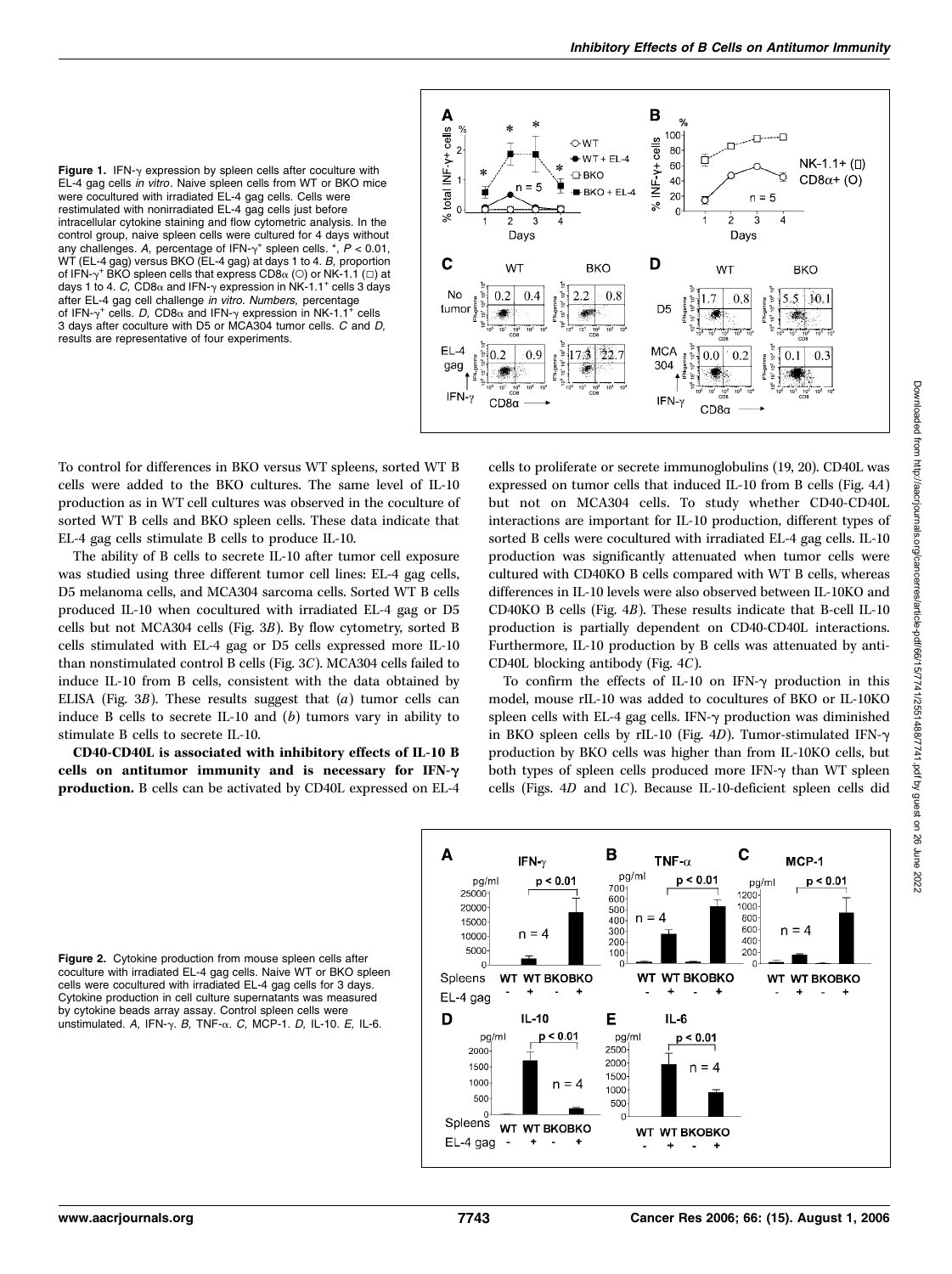**Figure 1.** IFN-γ expression by spleen cells after coculture with EL-4 gag cells *in vitro*. Naive spleen cells from WT or BKO mice were cocultured with irradiated EL-4 gag cells. Cells were restimulated with nonirradiated EL-4 gag cells just before intracellular cytokine staining and flow cytometric analysis. In the control group, naive spleen cells were cultured for 4 days without any challenges. *A,* percentage of IFN-$\gamma^+$ spleen cells. *, $P < 0.01$, WT (EL-4 gag) versus BKO (EL-4 gag) at days 1 to 4. *B,* proportion of IFN-$\gamma^+$ BKO spleen cells that express CD8α (○) or NK-1.1 (□) at days 1 to 4. *C,* CD8α and IFN-γ expression in NK-1.1$^+$ cells 3 days after EL-4 gag cell challenge *in vitro*. *Numbers,* percentage of IFN-$\gamma^+$ cells. *D,* CD8α and IFN-γ expression in NK-1.1$^+$ cells 3 days after coculture with D5 or MCA304 tumor cells. *C* and *D,* results are representative of four experiments.

To control for differences in BKO versus WT spleens, sorted WT B cells were added to the BKO cultures. The same level of IL-10 production as in WT cell cultures was observed in the coculture of sorted WT B cells and BKO spleen cells. These data indicate that EL-4 gag cells stimulate B cells to produce IL-10.

The ability of B cells to secrete IL-10 after tumor cell exposure was studied using three different tumor cell lines: EL-4 gag cells, D5 melanoma cells, and MCA304 sarcoma cells. Sorted WT B cells produced IL-10 when cocultured with irradiated EL-4 gag or D5 cells but not MCA304 cells (Fig. 3*B*). By flow cytometry, sorted B cells stimulated with EL-4 gag or D5 cells expressed more IL-10 than nonstimulated control B cells (Fig. 3*C*). MCA304 cells failed to induce IL-10 from B cells, consistent with the data obtained by ELISA (Fig. 3*B*). These results suggest that (*a*) tumor cells can induce B cells to secrete IL-10 and (*b*) tumors vary in ability to stimulate B cells to secrete IL-10.

**CD40-CD40L is associated with inhibitory effects of IL-10 B cells on antitumor immunity and is necessary for IFN-γ production.** B cells can be activated by CD40L expressed on EL-4 cells to proliferate or secrete immunoglobulins (19, 20). CD40L was expressed on tumor cells that induced IL-10 from B cells (Fig. 4*A*) but not on MCA304 cells. To study whether CD40-CD40L interactions are important for IL-10 production, different types of sorted B cells were cocultured with irradiated EL-4 gag cells. IL-10 production was significantly attenuated when tumor cells were cultured with CD40KO B cells compared with WT B cells, whereas differences in IL-10 levels were also observed between IL-10KO and CD40KO B cells (Fig. 4*B*). These results indicate that B-cell IL-10 production is partially dependent on CD40-CD40L interactions. Furthermore, IL-10 production by B cells was attenuated by anti-CD40L blocking antibody (Fig. 4*C*).

To confirm the effects of IL-10 on IFN-γ production in this model, mouse rIL-10 was added to cocultures of BKO or IL-10KO spleen cells with EL-4 gag cells. IFN-γ production was diminished in BKO spleen cells by rIL-10 (Fig. 4*D*). Tumor-stimulated IFN-γ production by BKO cells was higher than from IL-10KO cells, but both types of spleen cells produced more IFN-γ than WT spleen cells (Figs. 4*D* and 1*C*). Because IL-10-deficient spleen cells did

**Figure 2.** Cytokine production from mouse spleen cells after coculture with irradiated EL-4 gag cells. Naive WT or BKO spleen cells were cocultured with irradiated EL-4 gag cells for 3 days. Cytokine production in cell culture supernatants was measured by cytokine beads array assay. Control spleen cells were unstimulated. *A,* IFN-γ. *B,* TNF-α. *C,* MCP-1. *D,* IL-10. *E,* IL-6.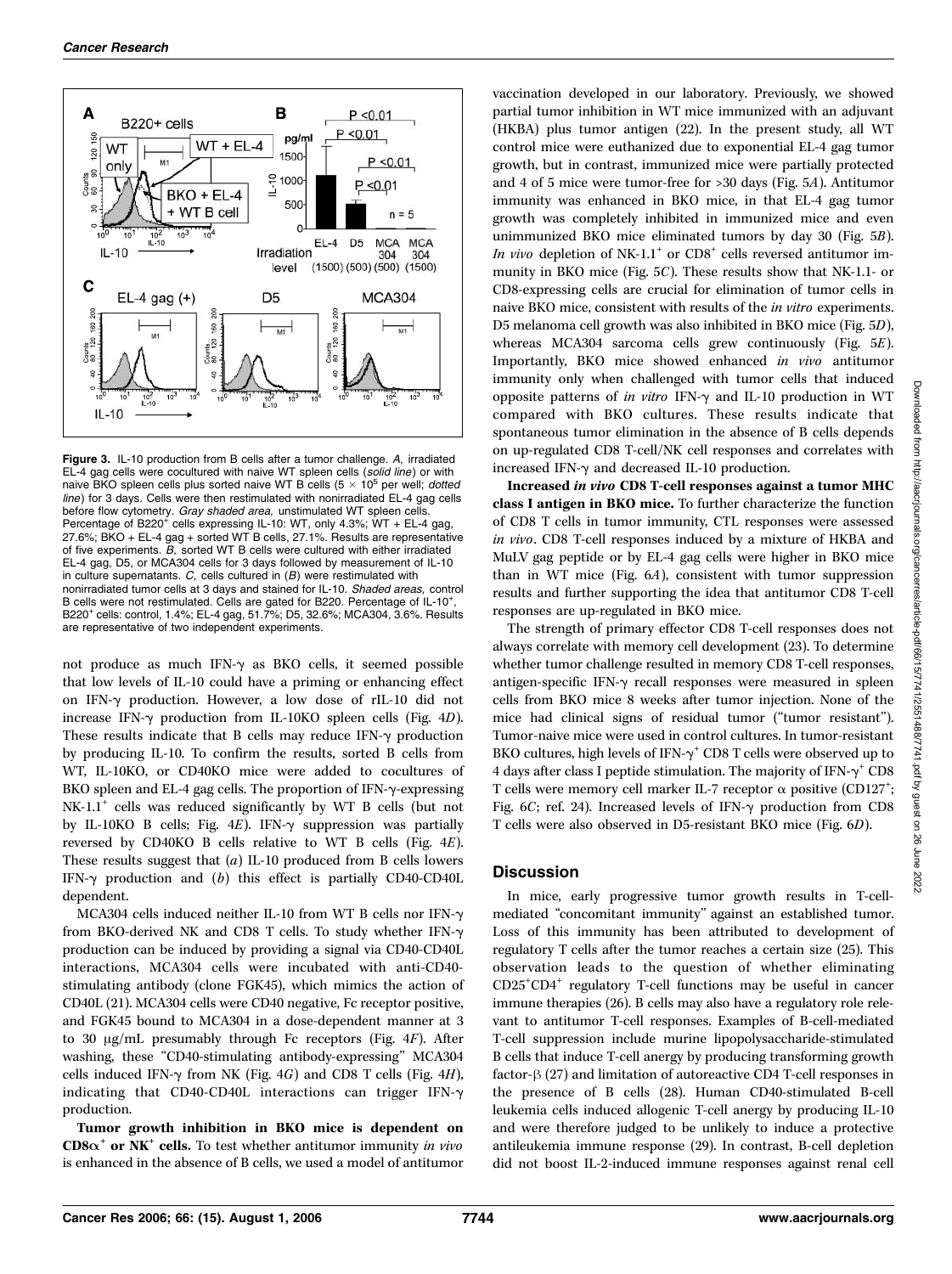**Figure 3.** IL-10 production from B cells after a tumor challenge. *A,* irradiated EL-4 gag cells were cocultured with naive WT spleen cells (*solid line*) or with naive BKO spleen cells plus sorted naive WT B cells ($5 \times 10^5$ per well; *dotted line*) for 3 days. Cells were then restimulated with nonirradiated EL-4 gag cells before flow cytometry. *Gray shaded area,* unstimulated WT spleen cells. Percentage of B220$^+$ cells expressing IL-10: WT, only 4.3%; WT + EL-4 gag, 27.6%; BKO + EL-4 gag + sorted WT B cells, 27.1%. Results are representative of five experiments. *B,* sorted WT B cells were cultured with either irradiated EL-4 gag, D5, or MCA304 cells for 3 days followed by measurement of IL-10 in culture supernatants. *C,* cells cultured in (*B*) were restimulated with nonirradiated tumor cells at 3 days and stained for IL-10. *Shaded areas,* control B cells were not restimulated. Cells are gated for B220. Percentage of IL-10$^+$, B220$^+$ cells: control, 1.4%; EL-4 gag, 51.7%; D5, 32.6%; MCA304, 3.6%. Results are representative of two independent experiments.

not produce as much IFN-γ as BKO cells, it seemed possible that low levels of IL-10 could have a priming or enhancing effect on IFN-γ production. However, a low dose of rIL-10 did not increase IFN-γ production from IL-10KO spleen cells (Fig. 4*D*). These results indicate that B cells may reduce IFN-γ production by producing IL-10. To confirm the results, sorted B cells from WT, IL-10KO, or CD40KO mice were added to cocultures of BKO spleen and EL-4 gag cells. The proportion of IFN-γ-expressing NK-1.1$^+$ cells was reduced significantly by WT B cells (but not by IL-10KO B cells; Fig. 4*E*). IFN-γ suppression was partially reversed by CD40KO B cells relative to WT B cells (Fig. 4*E*). These results suggest that (*a*) IL-10 produced from B cells lowers IFN-γ production and (*b*) this effect is partially CD40-CD40L dependent.

MCA304 cells induced neither IL-10 from WT B cells nor IFN-γ from BKO-derived NK and CD8 T cells. To study whether IFN-γ production can be induced by providing a signal via CD40-CD40L interactions, MCA304 cells were incubated with anti-CD40-stimulating antibody (clone FGK45), which mimics the action of CD40L (21). MCA304 cells were CD40 negative, Fc receptor positive, and FGK45 bound to MCA304 in a dose-dependent manner at 3 to 30 μg/mL presumably through Fc receptors (Fig. 4*F*). After washing, these "CD40-stimulating antibody-expressing" MCA304 cells induced IFN-γ from NK (Fig. 4*G*) and CD8 T cells (Fig. 4*H*), indicating that CD40-CD40L interactions can trigger IFN-γ production.

**Tumor growth inhibition in BKO mice is dependent on CD8α$^+$ or NK$^+$ cells.** To test whether antitumor immunity *in vivo* is enhanced in the absence of B cells, we used a model of antitumor vaccination developed in our laboratory. Previously, we showed partial tumor inhibition in WT mice immunized with an adjuvant (HKBA) plus tumor antigen (22). In the present study, all WT control mice were euthanized due to exponential EL-4 gag tumor growth, but in contrast, immunized mice were partially protected and 4 of 5 mice were tumor-free for >30 days (Fig. 5*A*). Antitumor immunity was enhanced in BKO mice, in that EL-4 gag tumor growth was completely inhibited in immunized mice and even unimmunized BKO mice eliminated tumors by day 30 (Fig. 5*B*). *In vivo* depletion of NK-1.1$^+$ or CD8$^+$ cells reversed antitumor immunity in BKO mice (Fig. 5*C*). These results show that NK-1.1- or CD8-expressing cells are crucial for elimination of tumor cells in naive BKO mice, consistent with results of the *in vitro* experiments. D5 melanoma cell growth was also inhibited in BKO mice (Fig. 5*D*), whereas MCA304 sarcoma cells grew continuously (Fig. 5*E*). Importantly, BKO mice showed enhanced *in vivo* antitumor immunity only when challenged with tumor cells that induced opposite patterns of *in vitro* IFN-γ and IL-10 production in WT compared with BKO cultures. These results indicate that spontaneous tumor elimination in the absence of B cells depends on up-regulated CD8 T-cell/NK cell responses and correlates with increased IFN-γ and decreased IL-10 production.

**Increased *in vivo* CD8 T-cell responses against a tumor MHC class I antigen in BKO mice.** To further characterize the function of CD8 T cells in tumor immunity, CTL responses were assessed *in vivo*. CD8 T-cell responses induced by a mixture of HKBA and MuLV gag peptide or by EL-4 gag cells were higher in BKO mice than in WT mice (Fig. 6*A*), consistent with tumor suppression results and further supporting the idea that antitumor CD8 T-cell responses are up-regulated in BKO mice.

The strength of primary effector CD8 T-cell responses does not always correlate with memory cell development (23). To determine whether tumor challenge resulted in memory CD8 T-cell responses, antigen-specific IFN-γ recall responses were measured in spleen cells from BKO mice 8 weeks after tumor injection. None of the mice had clinical signs of residual tumor ("tumor resistant"). Tumor-naive mice were used in control cultures. In tumor-resistant BKO cultures, high levels of IFN-γ$^+$ CD8 T cells were observed up to 4 days after class I peptide stimulation. The majority of IFN-γ$^+$ CD8 T cells were memory cell marker IL-7 receptor α positive (CD127$^+$; Fig. 6*C*; ref. 24). Increased levels of IFN-γ production from CD8 T cells were also observed in D5-resistant BKO mice (Fig. 6*D*).

## Discussion

In mice, early progressive tumor growth results in T-cell-mediated "concomitant immunity" against an established tumor. Loss of this immunity has been attributed to development of regulatory T cells after the tumor reaches a certain size (25). This observation leads to the question of whether eliminating CD25$^+$CD4$^+$ regulatory T-cell functions may be useful in cancer immune therapies (26). B cells may also have a regulatory role relevant to antitumor T-cell responses. Examples of B-cell-mediated T-cell suppression include murine lipopolysaccharide-stimulated B cells that induce T-cell anergy by producing transforming growth factor-β (27) and limitation of autoreactive CD4 T-cell responses in the presence of B cells (28). Human CD40-stimulated B-cell leukemia cells induced allogenic T-cell anergy by producing IL-10 and were therefore judged to be unlikely to induce a protective antileukemia immune response (29). In contrast, B-cell depletion did not boost IL-2-induced immune responses against renal cell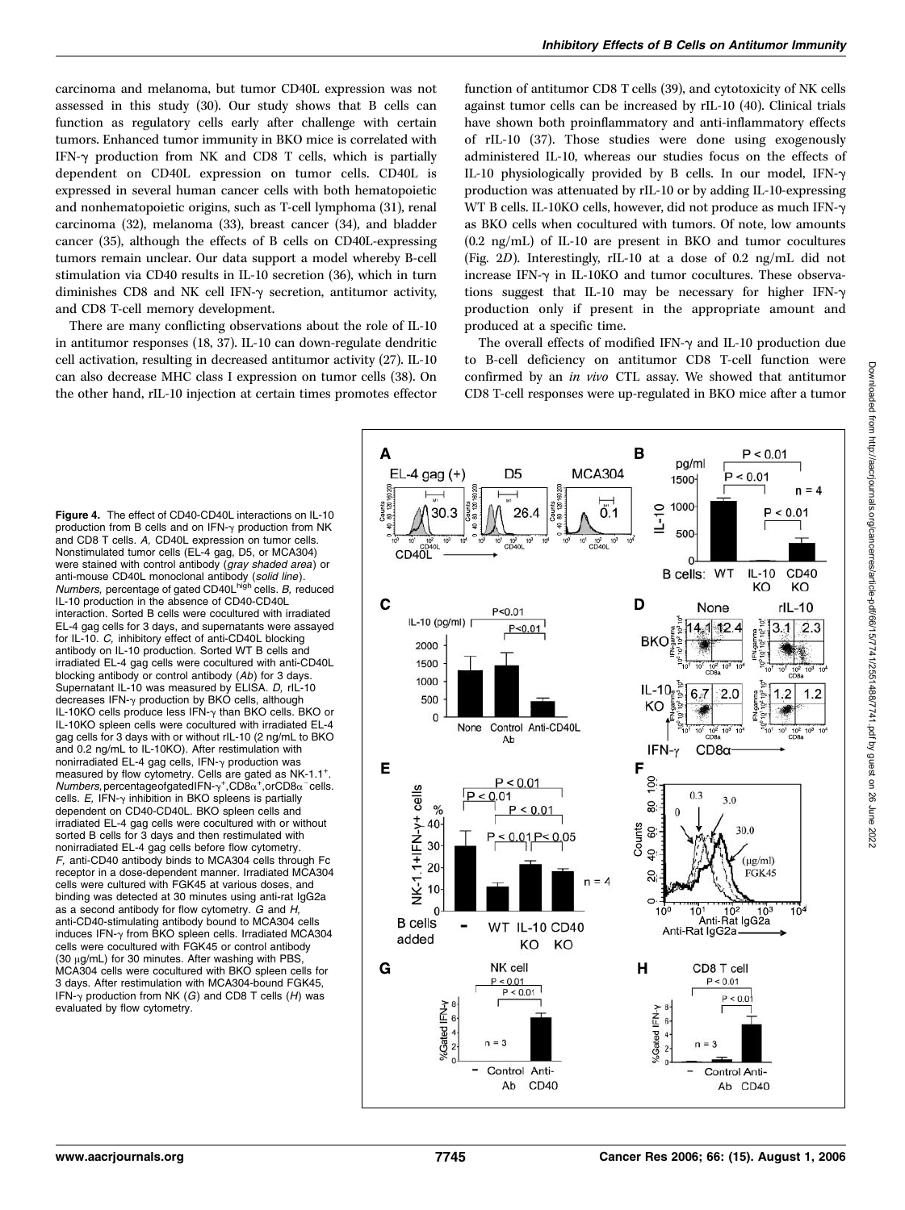carcinoma and melanoma, but tumor CD40L expression was not assessed in this study (30). Our study shows that B cells can function as regulatory cells early after challenge with certain tumors. Enhanced tumor immunity in BKO mice is correlated with IFN-γ production from NK and CD8 T cells, which is partially dependent on CD40L expression on tumor cells. CD40L is expressed in several human cancer cells with both hematopoietic and nonhematopoietic origins, such as T-cell lymphoma (31), renal carcinoma (32), melanoma (33), breast cancer (34), and bladder cancer (35), although the effects of B cells on CD40L-expressing tumors remain unclear. Our data support a model whereby B-cell stimulation via CD40 results in IL-10 secretion (36), which in turn diminishes CD8 and NK cell IFN-γ secretion, antitumor activity, and CD8 T-cell memory development.

There are many conflicting observations about the role of IL-10 in antitumor responses (18, 37). IL-10 can down-regulate dendritic cell activation, resulting in decreased antitumor activity (27). IL-10 can also decrease MHC class I expression on tumor cells (38). On the other hand, rIL-10 injection at certain times promotes effector function of antitumor CD8 T cells (39), and cytotoxicity of NK cells against tumor cells can be increased by rIL-10 (40). Clinical trials have shown both proinflammatory and anti-inflammatory effects of rIL-10 (37). Those studies were done using exogenously administered IL-10, whereas our studies focus on the effects of IL-10 physiologically provided by B cells. In our model, IFN-γ production was attenuated by rIL-10 or by adding IL-10-expressing WT B cells. IL-10KO cells, however, did not produce as much IFN-γ as BKO cells when cocultured with tumors. Of note, low amounts (0.2 ng/mL) of IL-10 are present in BKO and tumor cocultures (Fig. 2*D*). Interestingly, rIL-10 at a dose of 0.2 ng/mL did not increase IFN-γ in IL-10KO and tumor cocultures. These observations suggest that IL-10 may be necessary for higher IFN-γ production only if present in the appropriate amount and produced at a specific time.

The overall effects of modified IFN-γ and IL-10 production due to B-cell deficiency on antitumor CD8 T-cell function were confirmed by an *in vivo* CTL assay. We showed that antitumor CD8 T-cell responses were up-regulated in BKO mice after a tumor

**Figure 4.** The effect of CD40-CD40L interactions on IL-10 production from B cells and on IFN-γ production from NK and CD8 T cells. *A,* CD40L expression on tumor cells. Nonstimulated tumor cells (EL-4 gag, D5, or MCA304) were stained with control antibody (*gray shaded area*) or anti-mouse CD40L monoclonal antibody (*solid line*). *Numbers,* percentage of gated $CD40L^{high}$ cells. *B,* reduced IL-10 production in the absence of CD40-CD40L interaction. Sorted B cells were cocultured with irradiated EL-4 gag cells for 3 days, and supernatants were assayed for IL-10. *C,* inhibitory effect of anti-CD40L blocking antibody on IL-10 production. Sorted WT B cells and irradiated EL-4 gag cells were cocultured with anti-CD40L blocking antibody or control antibody (*Ab*) for 3 days. Supernatant IL-10 was measured by ELISA. *D,* rIL-10 decreases IFN-γ production by BKO cells, although IL-10KO cells produce less IFN-γ than BKO cells. BKO or IL-10KO spleen cells were cocultured with irradiated EL-4 gag cells for 3 days with or without rIL-10 (2 ng/mL to BKO and 0.2 ng/mL to IL-10KO). After restimulation with nonirradiated EL-4 gag cells, IFN-γ production was measured by flow cytometry. Cells are gated as NK-1.1$^+$. *Numbers,* percentage of gated IFN-$\gamma^+$, CD8$\alpha^+$, or CD8$\alpha^-$ cells. *E,* IFN-γ inhibition in BKO spleens is partially dependent on CD40-CD40L. BKO spleen cells and irradiated EL-4 gag cells were cocultured with or without sorted B cells for 3 days and then restimulated with nonirradiated EL-4 gag cells before flow cytometry. *F,* anti-CD40 antibody binds to MCA304 cells through Fc receptor in a dose-dependent manner. Irradiated MCA304 cells were cultured with FGK45 at various doses, and binding was detected at 30 minutes using anti-rat IgG2a as a second antibody for flow cytometry. *G* and *H,* anti-CD40-stimulating antibody bound to MCA304 cells induces IFN-γ from BKO spleen cells. Irradiated MCA304 cells were cocultured with FGK45 or control antibody (30 μg/mL) for 30 minutes. After washing with PBS, MCA304 cells were cocultured with BKO spleen cells for 3 days. After restimulation with MCA304-bound FGK45, IFN-γ production from NK (*G*) and CD8 T cells (*H*) was evaluated by flow cytometry.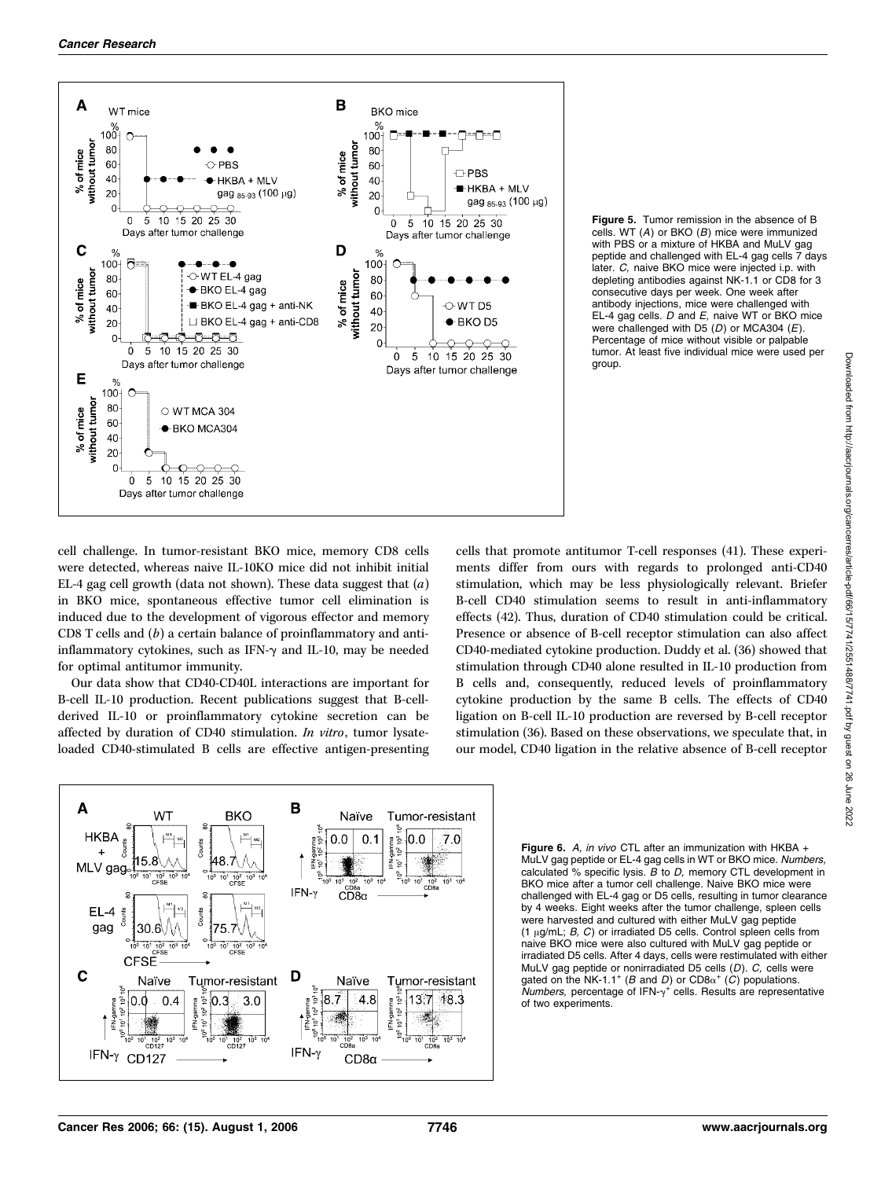**Figure 5.** Tumor remission in the absence of B cells. WT (*A*) or BKO (*B*) mice were immunized with PBS or a mixture of HKBA and MuLV gag peptide and challenged with EL-4 gag cells 7 days later. *C,* naive BKO mice were injected i.p. with depleting antibodies against NK-1.1 or CD8 for 3 consecutive days per week. One week after antibody injections, mice were challenged with EL-4 gag cells. *D* and *E,* naive WT or BKO mice were challenged with D5 (*D*) or MCA304 (*E*). Percentage of mice without visible or palpable tumor. At least five individual mice were used per group.

cell challenge. In tumor-resistant BKO mice, memory CD8 cells were detected, whereas naive IL-10KO mice did not inhibit initial EL-4 gag cell growth (data not shown). These data suggest that (*a*) in BKO mice, spontaneous effective tumor cell elimination is induced due to the development of vigorous effector and memory CD8 T cells and (*b*) a certain balance of proinflammatory and anti-inflammatory cytokines, such as IFN-γ and IL-10, may be needed for optimal antitumor immunity.

Our data show that CD40-CD40L interactions are important for B-cell IL-10 production. Recent publications suggest that B-cell-derived IL-10 or proinflammatory cytokine secretion can be affected by duration of CD40 stimulation. *In vitro*, tumor lysate-loaded CD40-stimulated B cells are effective antigen-presenting cells that promote antitumor T-cell responses (41). These experiments differ from ours with regards to prolonged anti-CD40 stimulation, which may be less physiologically relevant. Briefer B-cell CD40 stimulation seems to result in anti-inflammatory effects (42). Thus, duration of CD40 stimulation could be critical. Presence or absence of B-cell receptor stimulation can also affect CD40-mediated cytokine production. Duddy et al. (36) showed that stimulation through CD40 alone resulted in IL-10 production from B cells and, consequently, reduced levels of proinflammatory cytokine production by the same B cells. The effects of CD40 ligation on B-cell IL-10 production are reversed by B-cell receptor stimulation (36). Based on these observations, we speculate that, in our model, CD40 ligation in the relative absence of B-cell receptor

**Figure 6.** *A, in vivo* CTL after an immunization with HKBA + MuLV gag peptide or EL-4 gag cells in WT or BKO mice. *Numbers,* calculated % specific lysis. *B* to *D,* memory CTL development in BKO mice after a tumor cell challenge. Naive BKO mice were challenged with EL-4 gag or D5 cells, resulting in tumor clearance by 4 weeks. Eight weeks after the tumor challenge, spleen cells were harvested and cultured with either MuLV gag peptide (1 μg/mL; *B, C*) or irradiated D5 cells. Control spleen cells from naive BKO mice were also cultured with MuLV gag peptide or irradiated D5 cells. After 4 days, cells were restimulated with either MuLV gag peptide or nonirradiated D5 cells (*D*). *C,* cells were gated on the NK-1.1$^+$ (*B* and *D*) or CD8α$^+$ (*C*) populations. *Numbers,* percentage of IFN-γ$^+$ cells. Results are representative of two experiments.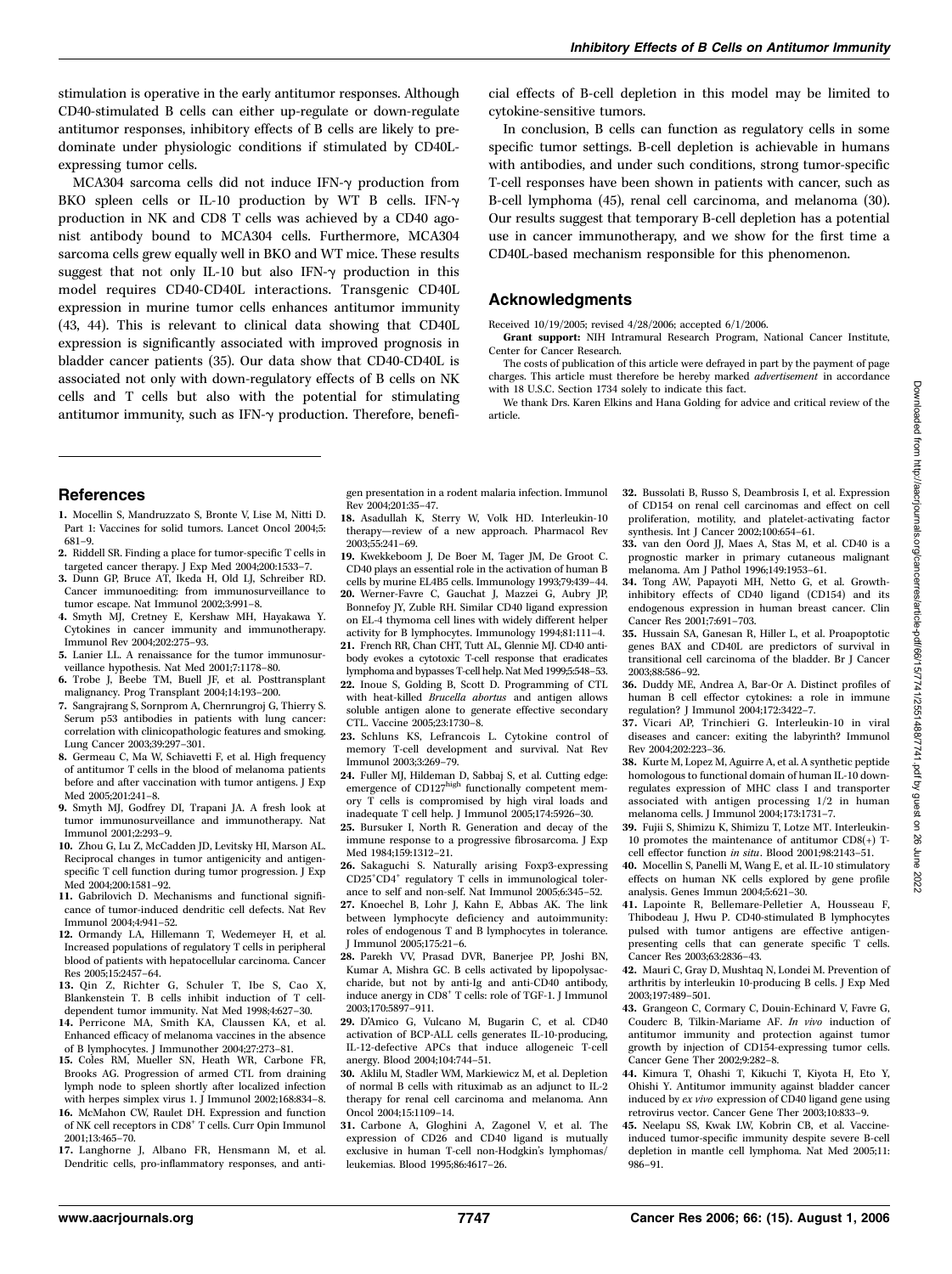stimulation is operative in the early antitumor responses. Although CD40-stimulated B cells can either up-regulate or down-regulate antitumor responses, inhibitory effects of B cells are likely to predominate under physiologic conditions if stimulated by CD40L-expressing tumor cells.

MCA304 sarcoma cells did not induce IFN-γ production from BKO spleen cells or IL-10 production by WT B cells. IFN-γ production in NK and CD8 T cells was achieved by a CD40 agonist antibody bound to MCA304 cells. Furthermore, MCA304 sarcoma cells grew equally well in BKO and WT mice. These results suggest that not only IL-10 but also IFN-γ production in this model requires CD40-CD40L interactions. Transgenic CD40L expression in murine tumor cells enhances antitumor immunity (43, 44). This is relevant to clinical data showing that CD40L expression is significantly associated with improved prognosis in bladder cancer patients (35). Our data show that CD40-CD40L is associated not only with down-regulatory effects of B cells on NK cells and T cells but also with the potential for stimulating antitumor immunity, such as IFN-γ production. Therefore, beneficial effects of B-cell depletion in this model may be limited to cytokine-sensitive tumors.

In conclusion, B cells can function as regulatory cells in some specific tumor settings. B-cell depletion is achievable in humans with antibodies, and under such conditions, strong tumor-specific T-cell responses have been shown in patients with cancer, such as B-cell lymphoma (45), renal cell carcinoma, and melanoma (30). Our results suggest that temporary B-cell depletion has a potential use in cancer immunotherapy, and we show for the first time a CD40L-based mechanism responsible for this phenomenon.

## Acknowledgments

Received 10/19/2005; revised 4/28/2006; accepted 6/1/2006.

**Grant support:** NIH Intramural Research Program, National Cancer Institute, Center for Cancer Research.

The costs of publication of this article were defrayed in part by the payment of page charges. This article must therefore be hereby marked *advertisement* in accordance with 18 U.S.C. Section 1734 solely to indicate this fact.

We thank Drs. Karen Elkins and Hana Golding for advice and critical review of the article.

## References

1. Mocellin S, Mandruzzato S, Bronte V, Lise M, Nitti D. Part 1: Vaccines for solid tumors. Lancet Oncol 2004;5:681–9.
2. Riddell SR. Finding a place for tumor-specific T cells in targeted cancer therapy. J Exp Med 2004;200:1533–7.
3. Dunn GP, Bruce AT, Ikeda H, Old LJ, Schreiber RD. Cancer immunoediting: from immunosurveillance to tumor escape. Nat Immunol 2002;3:991–8.
4. Smyth MJ, Cretney E, Kershaw MH, Hayakawa Y. Cytokines in cancer immunity and immunotherapy. Immunol Rev 2004;202:275–93.
5. Lanier LL. A renaissance for the tumor immunosurveillance hypothesis. Nat Med 2001;7:1178–80.
6. Trobe J, Beebe TM, Buell JF, et al. Posttransplant malignancy. Prog Transplant 2004;14:193–200.
7. Sangrajrang S, Sornprom A, Chernrungroj G, Thierry S. Serum p53 antibodies in patients with lung cancer: correlation with clinicopathologic features and smoking. Lung Cancer 2003;39:297–301.
8. Germeau C, Ma W, Schiavetti F, et al. High frequency of antitumor T cells in the blood of melanoma patients before and after vaccination with tumor antigens. J Exp Med 2005;201:241–8.
9. Smyth MJ, Godfrey DI, Trapani JA. A fresh look at tumor immunosurveillance and immunotherapy. Nat Immunol 2001;2:293–9.
10. Zhou G, Lu Z, McCadden JD, Levitsky HI, Marson AL. Reciprocal changes in tumor antigenicity and antigen-specific T cell function during tumor progression. J Exp Med 2004;200:1581–92.
11. Gabrilovich D. Mechanisms and functional significance of tumor-induced dendritic cell defects. Nat Rev Immunol 2004;4:941–52.
12. Ormandy LA, Hillemann T, Wedemeyer H, et al. Increased populations of regulatory T cells in peripheral blood of patients with hepatocellular carcinoma. Cancer Res 2005;15:2457–64.
13. Qin Z, Richter G, Schuler T, Ibe S, Cao X, Blankenstein T. B cells inhibit induction of T cell-dependent tumor immunity. Nat Med 1998;4:627–30.
14. Perricone MA, Smith KA, Claussen KA, et al. Enhanced efficacy of melanoma vaccines in the absence of B lymphocytes. J Immunother 2004;27:273–81.
15. Coles RM, Mueller SN, Heath WR, Carbone FR, Brooks AG. Progression of armed CTL from draining lymph node to spleen shortly after localized infection with herpes simplex virus 1. J Immunol 2002;168:834–8.
16. McMahon CW, Raulet DH. Expression and function of NK cell receptors in CD8+ T cells. Curr Opin Immunol 2001;13:465–70.
17. Langhorne J, Albano FR, Hensmann M, et al. Dendritic cells, pro-inflammatory responses, and antigen presentation in a rodent malaria infection. Immunol Rev 2004;201:35–47.
18. Asadullah K, Sterry W, Volk HD. Interleukin-10 therapy—review of a new approach. Pharmacol Rev 2003;55:241–69.
19. Kwekkeboom J, De Boer M, Tager JM, De Groot C. CD40 plays an essential role in the activation of human B cells by murine EL4B5 cells. Immunology 1993;79:439–44.
20. Werner-Favre C, Gauchat J, Mazzei G, Aubry JP, Bonnefoy JY, Zuble RH. Similar CD40 ligand expression on EL-4 thymoma cell lines with widely different helper activity for B lymphocytes. Immunology 1994;81:111–4.
21. French RR, Chan CHT, Tutt AL, Glennie MJ. CD40 antibody evokes a cytotoxic T-cell response that eradicates lymphoma and bypasses T-cell help. Nat Med 1999;5:548–53.
22. Inoue S, Golding B, Scott D. Programming of CTL with heat-killed *Brucella abortus* and antigen allows soluble antigen alone to generate effective secondary CTL. Vaccine 2005;23:1730–8.
23. Schluns KS, Lefrancois L. Cytokine control of memory T-cell development and survival. Nat Rev Immunol 2003;3:269–79.
24. Fuller MJ, Hildeman D, Sabbaj S, et al. Cutting edge: emergence of CD127high functionally competent memory T cells is compromised by high viral loads and inadequate T cell help. J Immunol 2005;174:5926–30.
25. Bursuker I, North R. Generation and decay of the immune response to a progressive fibrosarcoma. J Exp Med 1984;159:1312–21.
26. Sakaguchi S. Naturally arising Foxp3-expressing CD25+CD4+ regulatory T cells in immunological tolerance to self and non-self. Nat Immunol 2005;6:345–52.
27. Knoechel B, Lohr J, Kahn E, Abbas AK. The link between lymphocyte deficiency and autoimmunity: roles of endogenous T and B lymphocytes in tolerance. J Immunol 2005;175:21–6.
28. Parekh VV, Prasad DVR, Banerjee PP, Joshi BN, Kumar A, Mishra GC. B cells activated by lipopolysaccharide, but not by anti-Ig and anti-CD40 antibody, induce anergy in CD8+ T cells: role of TGF-1. J Immunol 2003;170:5897–911.
29. D'Amico G, Vulcano M, Bugarin C, et al. CD40 activation of BCP-ALL cells generates IL-10-producing, IL-12-defective APCs that induce allogeneic T-cell anergy. Blood 2004;104:744–51.
30. Aklilu M, Stadler WM, Markiewicz M, et al. Depletion of normal B cells with rituximab as an adjunct to IL-2 therapy for renal cell carcinoma and melanoma. Ann Oncol 2004;15:1109–14.
31. Carbone A, Gloghini A, Zagonel V, et al. The expression of CD26 and CD40 ligand is mutually exclusive in human T-cell non-Hodgkin's lymphomas/leukemias. Blood 1995;86:4617–26.
32. Bussolati B, Russo S, Deambrosis I, et al. Expression of CD154 on renal cell carcinomas and effect on cell proliferation, motility, and platelet-activating factor synthesis. Int J Cancer 2002;100:654–61.
33. van den Oord JJ, Maes A, Stas M, et al. CD40 is a prognostic marker in primary cutaneous malignant melanoma. Am J Pathol 1996;149:1953–61.
34. Tong AW, Papayoti MH, Netto G, et al. Growth-inhibitory effects of CD40 ligand (CD154) and its endogenous expression in human breast cancer. Clin Cancer Res 2001;7:691–703.
35. Hussain SA, Ganesan R, Hiller L, et al. Proapoptotic genes BAX and CD40L are predictors of survival in transitional cell carcinoma of the bladder. Br J Cancer 2003;88:586–92.
36. Duddy ME, Andrea A, Bar-Or A. Distinct profiles of human B cell effector cytokines: a role in immune regulation? J Immunol 2004;172:3422–7.
37. Vicari AP, Trinchieri G. Interleukin-10 in viral diseases and cancer: exiting the labyrinth? Immunol Rev 2004;202:223–36.
38. Kurte M, Lopez M, Aguirre A, et al. A synthetic peptide homologous to functional domain of human IL-10 down-regulates expression of MHC class I and transporter associated with antigen processing 1/2 in human melanoma cells. J Immunol 2004;173:1731–7.
39. Fujii S, Shimizu K, Shimizu T, Lotze MT. Interleukin-10 promotes the maintenance of antitumor CD8(+) T-cell effector function *in situ*. Blood 2001;98:2143–51.
40. Mocellin S, Panelli M, Wang E, et al. IL-10 stimulatory effects on human NK cells explored by gene profile analysis. Genes Immun 2004;5:621–30.
41. Lapointe R, Bellemare-Pelletier A, Housseau F, Thibodeau J, Hwu P. CD40-stimulated B lymphocytes pulsed with tumor antigens are effective antigen-presenting cells that can generate specific T cells. Cancer Res 2003;63:2836–43.
42. Mauri C, Gray D, Mushtaq N, Londei M. Prevention of arthritis by interleukin 10-producing B cells. J Exp Med 2003;197:489–501.
43. Grangeon C, Cormary C, Douin-Echinard V, Favre G, Couderc B, Tilkin-Mariame AF. *In vivo* induction of antitumor immunity and protection against tumor growth by injection of CD154-expressing tumor cells. Cancer Gene Ther 2002;9:282–8.
44. Kimura T, Ohashi T, Kikuchi T, Kiyota H, Eto Y, Ohishi Y. Antitumor immunity against bladder cancer induced by *ex vivo* expression of CD40 ligand gene using retrovirus vector. Cancer Gene Ther 2003;10:833–9.
45. Neelapu SS, Kwak LW, Kobrin CB, et al. Vaccine-induced tumor-specific immunity despite severe B-cell depletion in mantle cell lymphoma. Nat Med 2005;11:986–91.